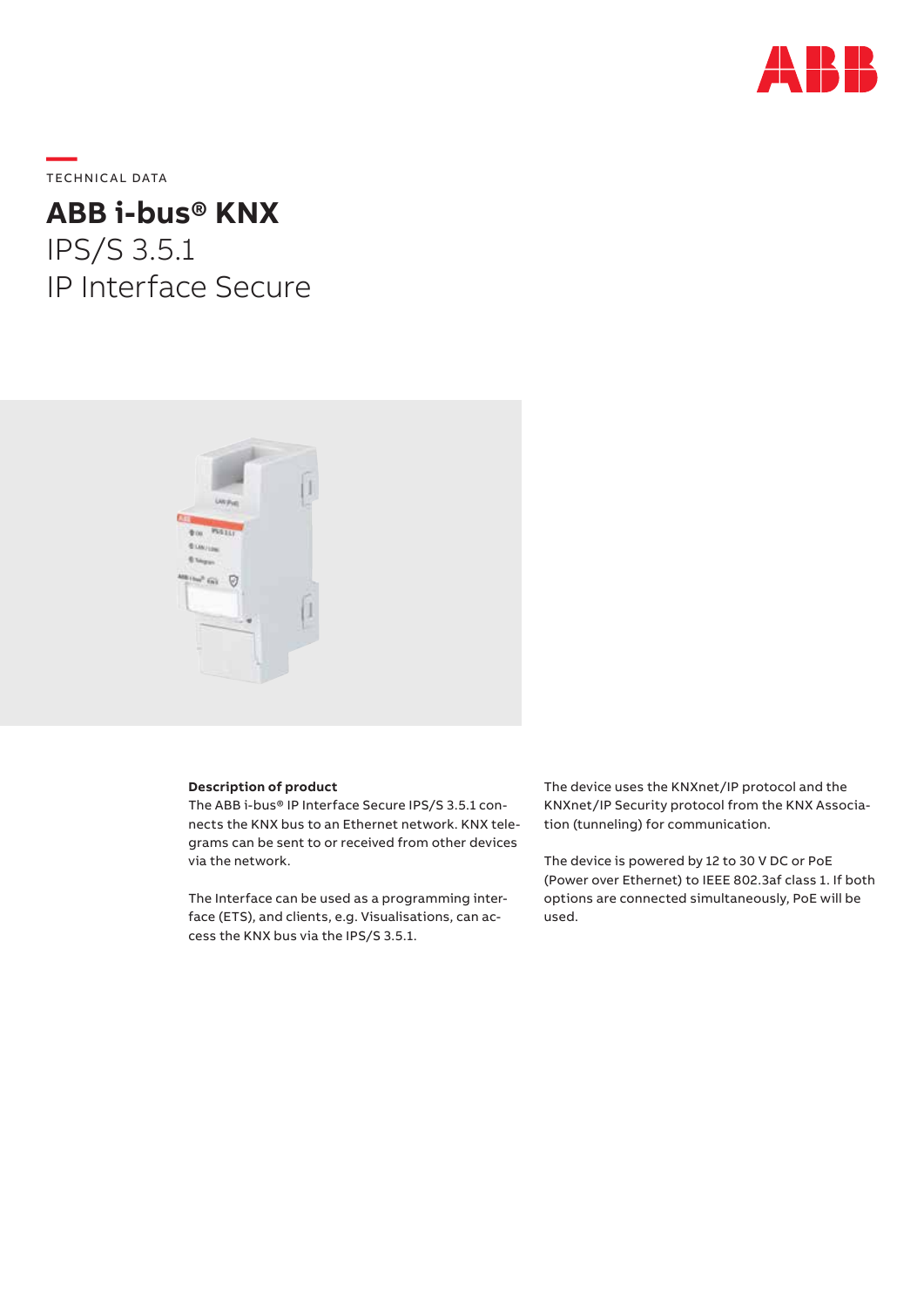TECHNICAL DATA

# ABB i-bus® KNX

## IPS/S 3.5.1
## IP Interface Secure

**Description of product**

The ABB i-bus® IP Interface Secure IPS/S 3.5.1 connects the KNX bus to an Ethernet network. KNX telegrams can be sent to or received from other devices via the network.

The Interface can be used as a programming interface (ETS), and clients, e.g. Visualisations, can access the KNX bus via the IPS/S 3.5.1.

The device uses the KNXnet/IP protocol and the KNXnet/IP Security protocol from the KNX Association (tunneling) for communication.

The device is powered by 12 to 30 V DC or PoE (Power over Ethernet) to IEEE 802.3af class 1. If both options are connected simultaneously, PoE will be used.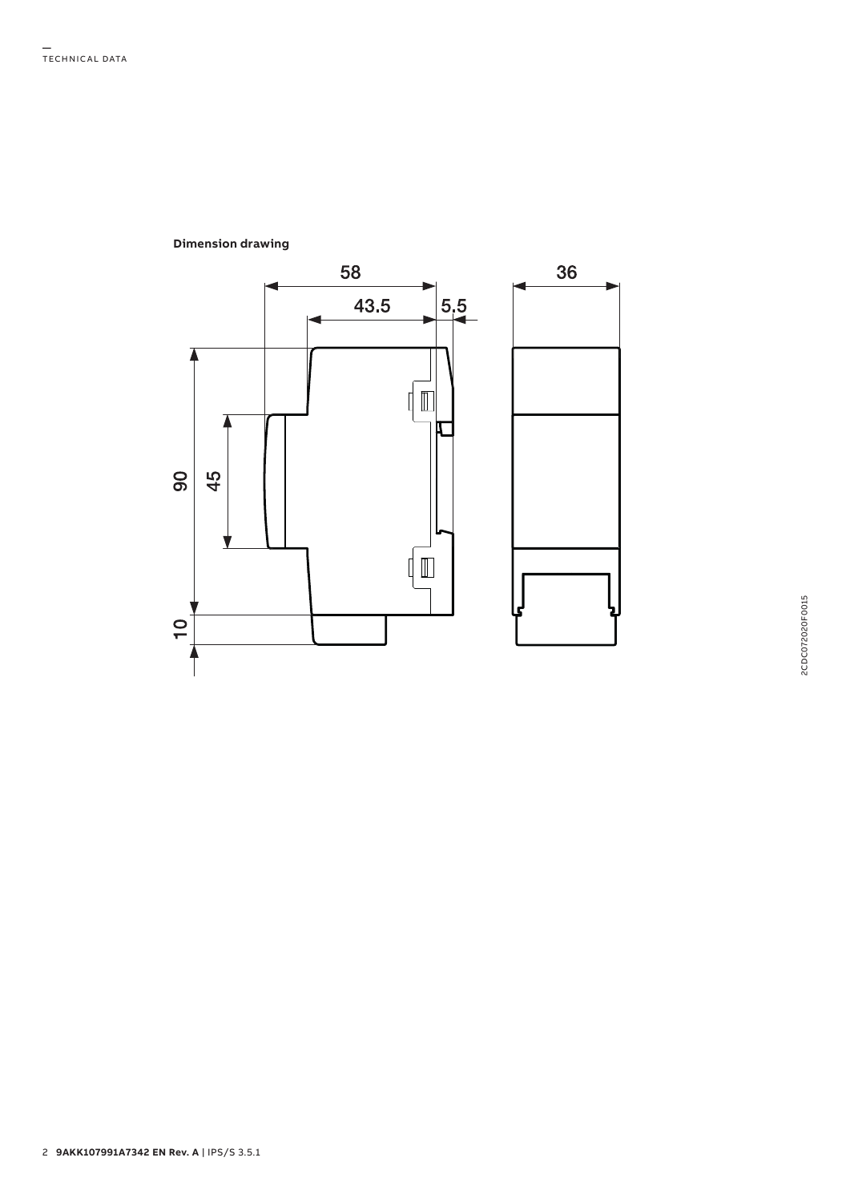**Dimension drawing**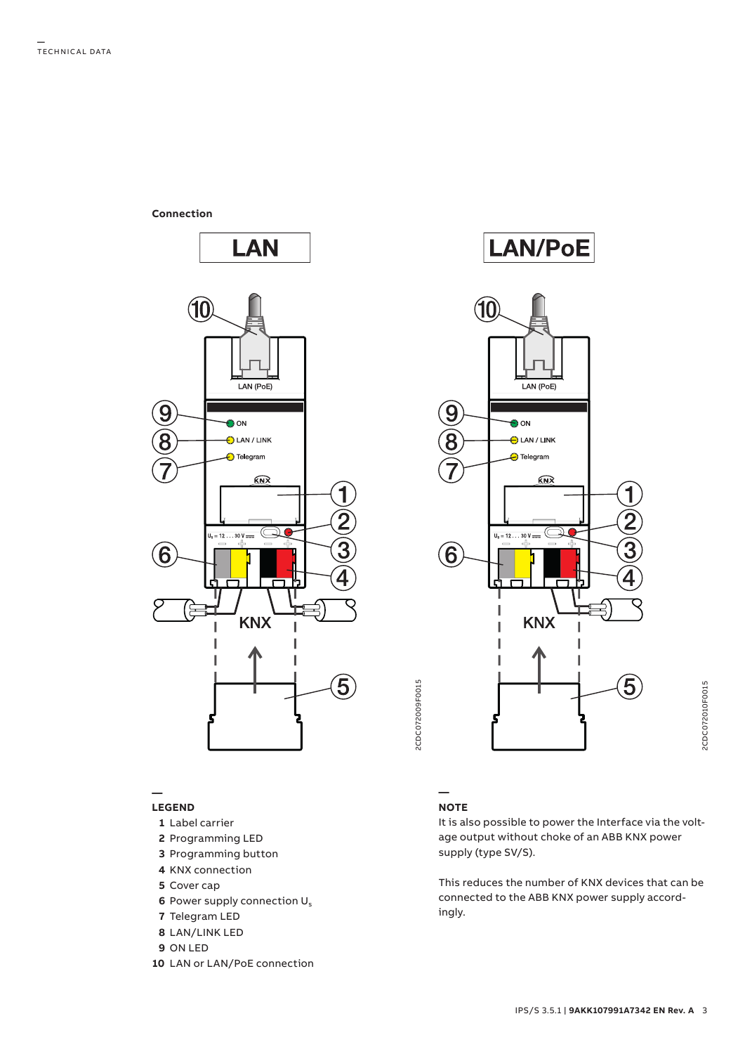**Connection**

**LEGEND**

1 Label carrier
2 Programming LED
3 Programming button
4 KNX connection
5 Cover cap
6 Power supply connection $U_s$
7 Telegram LED
8 LAN/LINK LED
9 ON LED
10 LAN or LAN/PoE connection

**NOTE**

It is also possible to power the Interface via the voltage output without choke of an ABB KNX power supply (type SV/S).

This reduces the number of KNX devices that can be connected to the ABB KNX power supply accordingly.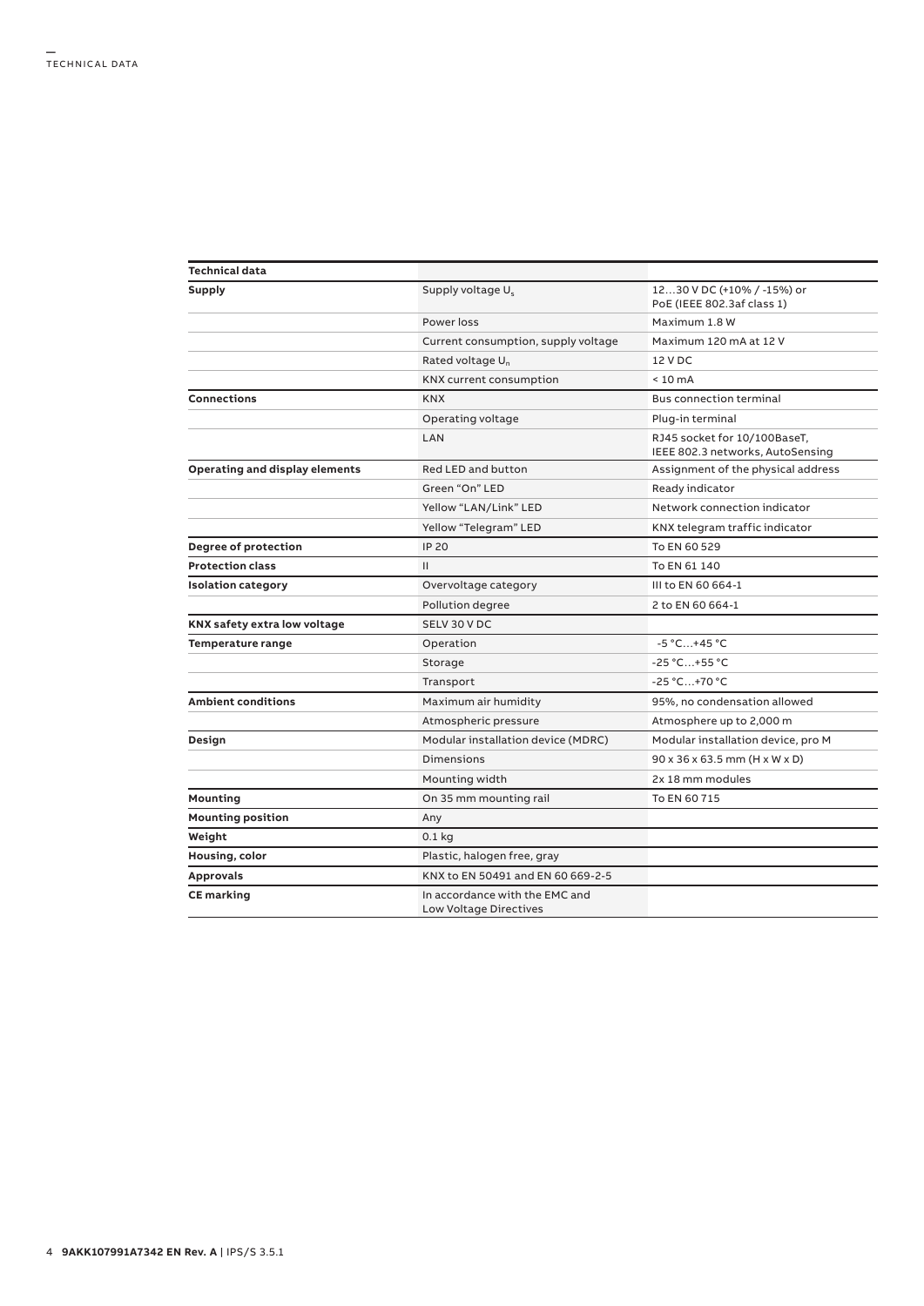| Technical data | | |
|---|---|---|
| **Supply** | Supply voltage $U_s$ | 12…30 V DC (+10% / -15%) or PoE (IEEE 802.3af class 1) |
| | Power loss | Maximum 1.8 W |
| | Current consumption, supply voltage | Maximum 120 mA at 12 V |
| | Rated voltage $U_n$ | 12 V DC |
| | KNX current consumption | < 10 mA |
| **Connections** | KNX | Bus connection terminal |
| | Operating voltage | Plug-in terminal |
| | LAN | RJ45 socket for 10/100BaseT, IEEE 802.3 networks, AutoSensing |
| **Operating and display elements** | Red LED and button | Assignment of the physical address |
| | Green “On” LED | Ready indicator |
| | Yellow “LAN/Link” LED | Network connection indicator |
| | Yellow “Telegram” LED | KNX telegram traffic indicator |
| **Degree of protection** | IP 20 | To EN 60 529 |
| **Protection class** | II | To EN 61 140 |
| **Isolation category** | Overvoltage category | III to EN 60 664-1 |
| | Pollution degree | 2 to EN 60 664-1 |
| **KNX safety extra low voltage** | SELV 30 V DC | |
| **Temperature range** | Operation | -5 °C…+45 °C |
| | Storage | -25 °C…+55 °C |
| | Transport | -25 °C…+70 °C |
| **Ambient conditions** | Maximum air humidity | 95%, no condensation allowed |
| | Atmospheric pressure | Atmosphere up to 2,000 m |
| **Design** | Modular installation device (MDRC) | Modular installation device, pro M |
| | Dimensions | 90 x 36 x 63.5 mm (H x W x D) |
| | Mounting width | 2x 18 mm modules |
| **Mounting** | On 35 mm mounting rail | To EN 60 715 |
| **Mounting position** | Any | |
| **Weight** | 0.1 kg | |
| **Housing, color** | Plastic, halogen free, gray | |
| **Approvals** | KNX to EN 50491 and EN 60 669-2-5 | |
| **CE marking** | In accordance with the EMC and Low Voltage Directives | |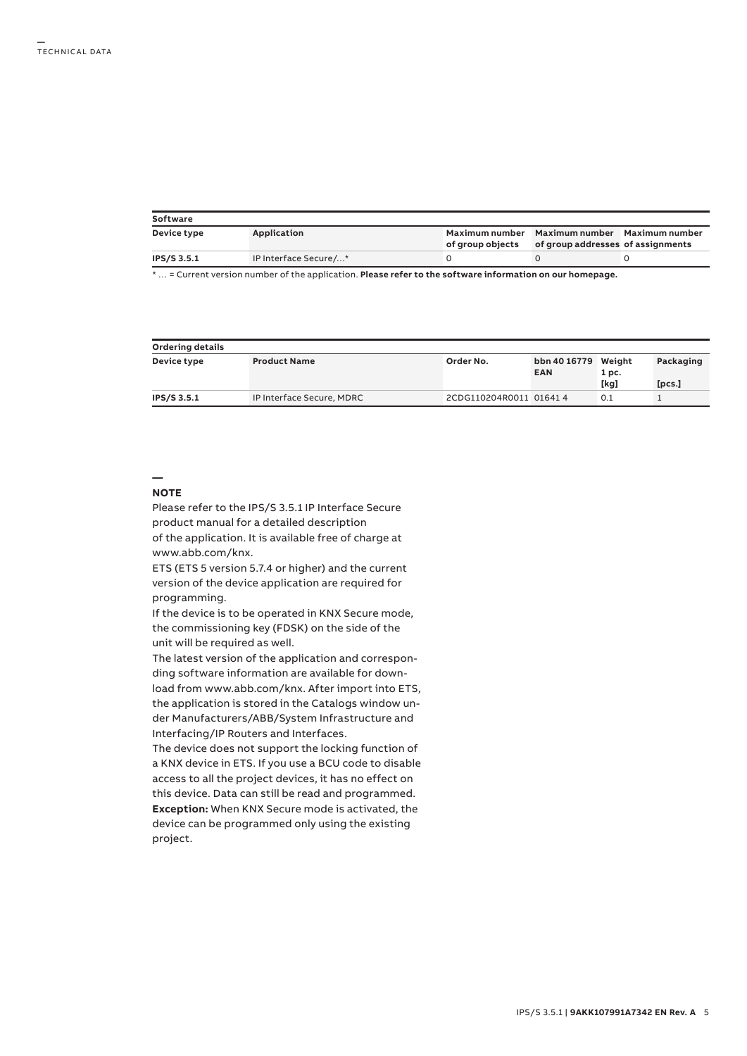## TECHNICAL DATA

| Software | | | | |
|---|---|---|---|---|
| **Device type** | **Application** | **Maximum number of group objects** | **Maximum number of group addresses** | **Maximum number of assignments** |
| **IPS/S 3.5.1** | IP Interface Secure/…* | 0 | 0 | 0 |

\* … = Current version number of the application. **Please refer to the software information on our homepage.**

| Ordering details | | | | | |
|---|---|---|---|---|---|
| **Device type** | **Product Name** | **Order No.** | **bbn 40 16779 EAN** | **Weight 1 pc. [kg]** | **Packaging [pcs.]** |
| **IPS/S 3.5.1** | IP Interface Secure, MDRC | 2CDG110204R0011 | 01641 4 | 0.1 | 1 |

### NOTE

Please refer to the IPS/S 3.5.1 IP Interface Secure product manual for a detailed description of the application. It is available free of charge at www.abb.com/knx.

ETS (ETS 5 version 5.7.4 or higher) and the current version of the device application are required for programming.

If the device is to be operated in KNX Secure mode, the commissioning key (FDSK) on the side of the unit will be required as well.

The latest version of the application and corresponding software information are available for download from www.abb.com/knx. After import into ETS, the application is stored in the Catalogs window under Manufacturers/ABB/System Infrastructure and Interfacing/IP Routers and Interfaces.

The device does not support the locking function of a KNX device in ETS. If you use a BCU code to disable access to all the project devices, it has no effect on this device. Data can still be read and programmed.

**Exception:** When KNX Secure mode is activated, the device can be programmed only using the existing project.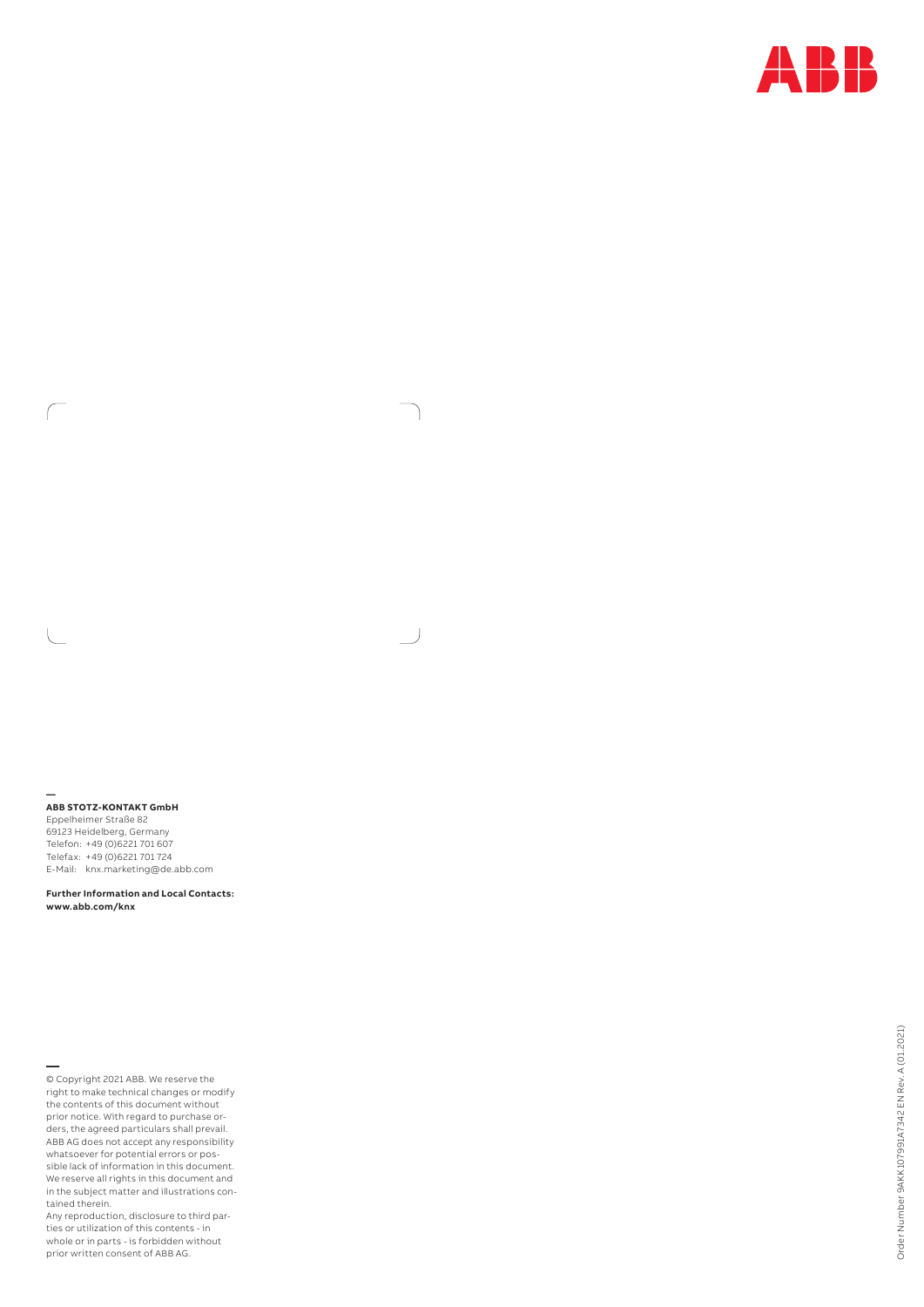**ABB STOTZ-KONTAKT GmbH**
Eppelheimer Straße 82
69123 Heidelberg, Germany
Telefon: +49 (0)6221 701 607
Telefax: +49 (0)6221 701 724
E-Mail: knx.marketing@de.abb.com

**Further Information and Local Contacts:**
**www.abb.com/knx**

© Copyright 2021 ABB. We reserve the right to make technical changes or modify the contents of this document without prior notice. With regard to purchase orders, the agreed particulars shall prevail. ABB AG does not accept any responsibility whatsoever for potential errors or possible lack of information in this document. We reserve all rights in this document and in the subject matter and illustrations contained therein.
Any reproduction, disclosure to third parties or utilization of this contents - in whole or in parts - is forbidden without prior written consent of ABB AG.

Order Number 9AKK107991A7342 EN Rev. A (01.2021)